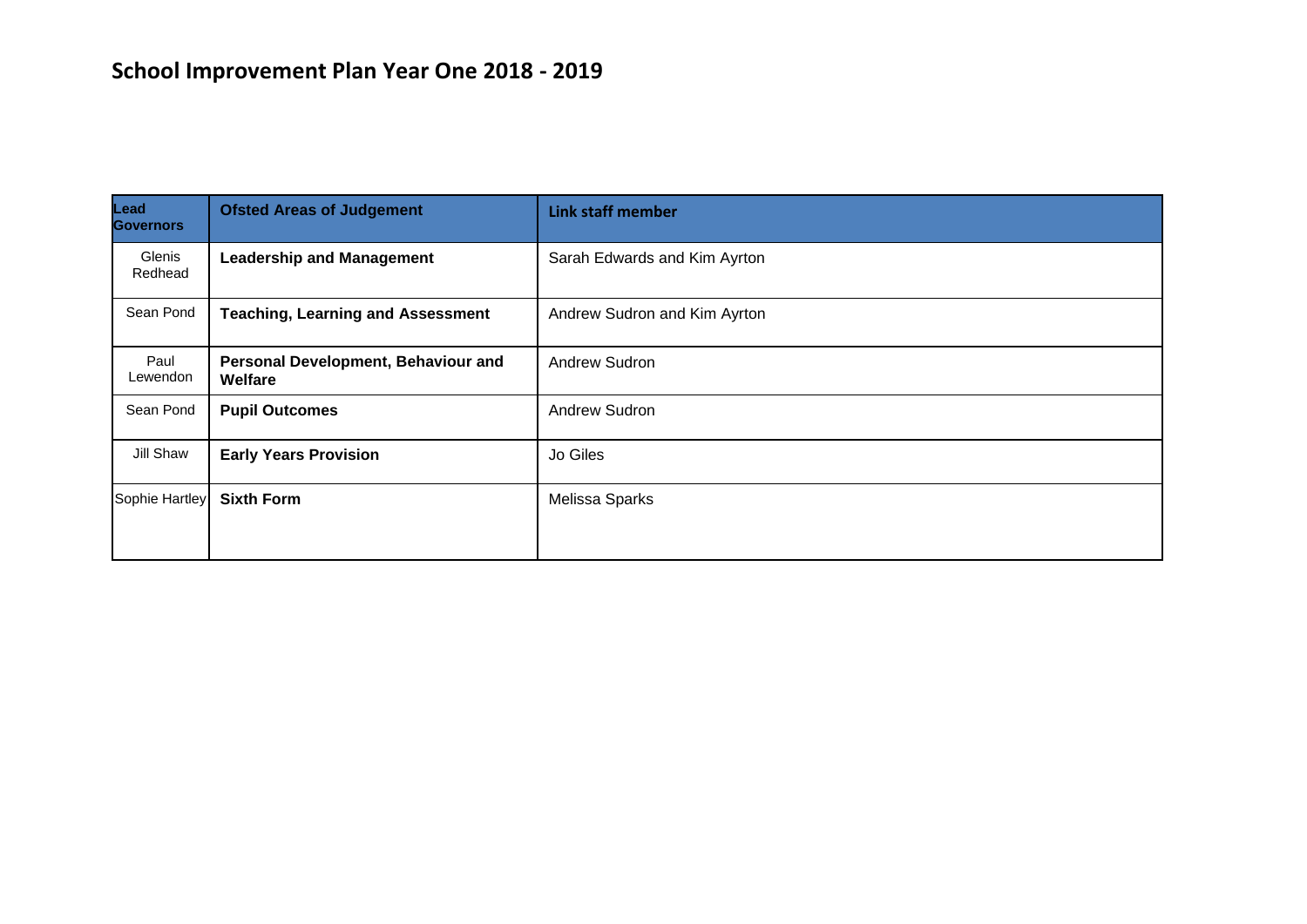# School Improvement Plan Year One 2018 - 2019

| Lead Governors | Ofsted Areas of Judgement | Link staff member |
| --- | --- | --- |
| Glenis Redhead | **Leadership and Management** | Sarah Edwards and Kim Ayrton |
| Sean Pond | **Teaching, Learning and Assessment** | Andrew Sudron and Kim Ayrton |
| Paul Lewendon | **Personal Development, Behaviour and Welfare** | Andrew Sudron |
| Sean Pond | **Pupil Outcomes** | Andrew Sudron |
| Jill Shaw | **Early Years Provision** | Jo Giles |
| Sophie Hartley | **Sixth Form** | Melissa Sparks |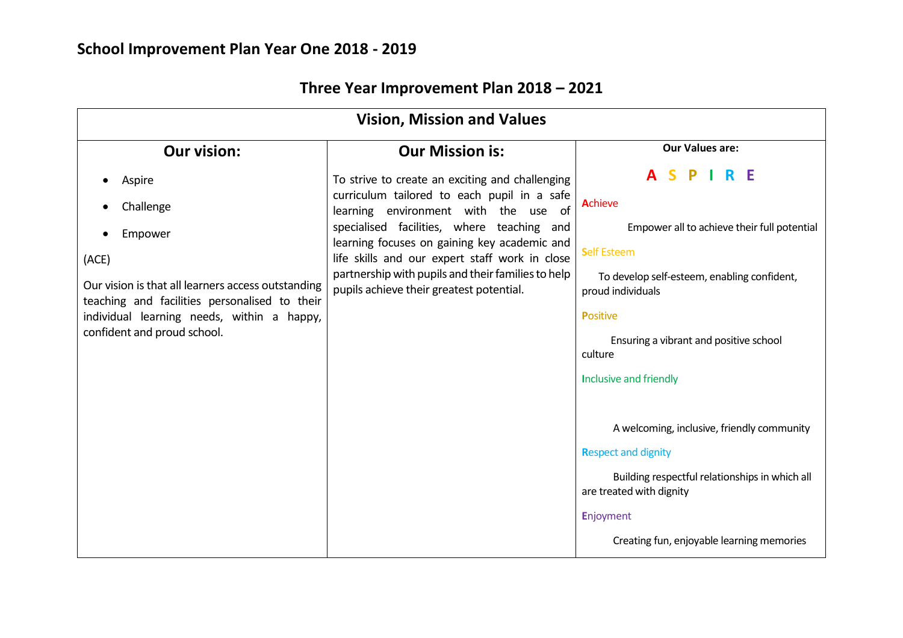# School Improvement Plan Year One 2018 - 2019

## Three Year Improvement Plan 2018 – 2021

| Vision, Mission and Values | | |
|---|---|---|
| **Our vision:** | **Our Mission is:** | **Our Values are:** |
| • Aspire<br>• Challenge<br>• Empower<br><br>(ACE)<br><br>Our vision is that all learners access outstanding teaching and facilities personalised to their individual learning needs, within a happy, confident and proud school. | To strive to create an exciting and challenging curriculum tailored to each pupil in a safe learning environment with the use of specialised facilities, where teaching and learning focuses on gaining key academic and life skills and our expert staff work in close partnership with pupils and their families to help pupils achieve their greatest potential. | **A S P I R E**<br><br>**A**chieve<br>Empower all to achieve their full potential<br><br>**S**elf Esteem<br>To develop self-esteem, enabling confident, proud individuals<br><br>**P**ositive<br>Ensuring a vibrant and positive school culture<br><br>**I**nclusive and friendly<br>A welcoming, inclusive, friendly community<br><br>**R**espect and dignity<br>Building respectful relationships in which all are treated with dignity<br><br>**E**njoyment<br>Creating fun, enjoyable learning memories |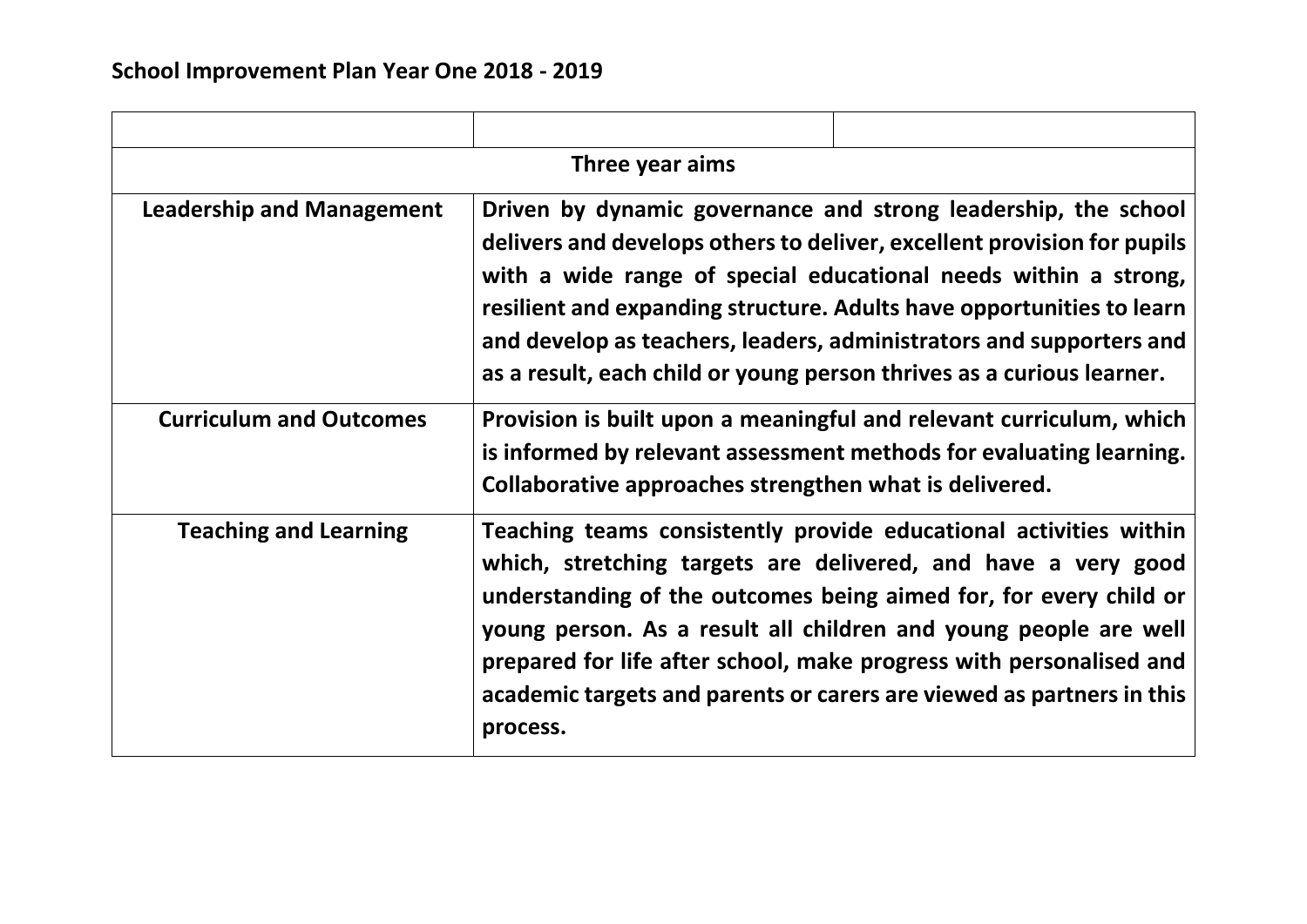## School Improvement Plan Year One 2018 - 2019

| | | |
|---|---|---|
| **Three year aims** | | |
| **Leadership and Management** | **Driven by dynamic governance and strong leadership, the school delivers and develops others to deliver, excellent provision for pupils with a wide range of special educational needs within a strong, resilient and expanding structure. Adults have opportunities to learn and develop as teachers, leaders, administrators and supporters and as a result, each child or young person thrives as a curious learner.** | |
| **Curriculum and Outcomes** | **Provision is built upon a meaningful and relevant curriculum, which is informed by relevant assessment methods for evaluating learning. Collaborative approaches strengthen what is delivered.** | |
| **Teaching and Learning** | **Teaching teams consistently provide educational activities within which, stretching targets are delivered, and have a very good understanding of the outcomes being aimed for, for every child or young person. As a result all children and young people are well prepared for life after school, make progress with personalised and academic targets and parents or carers are viewed as partners in this process.** | |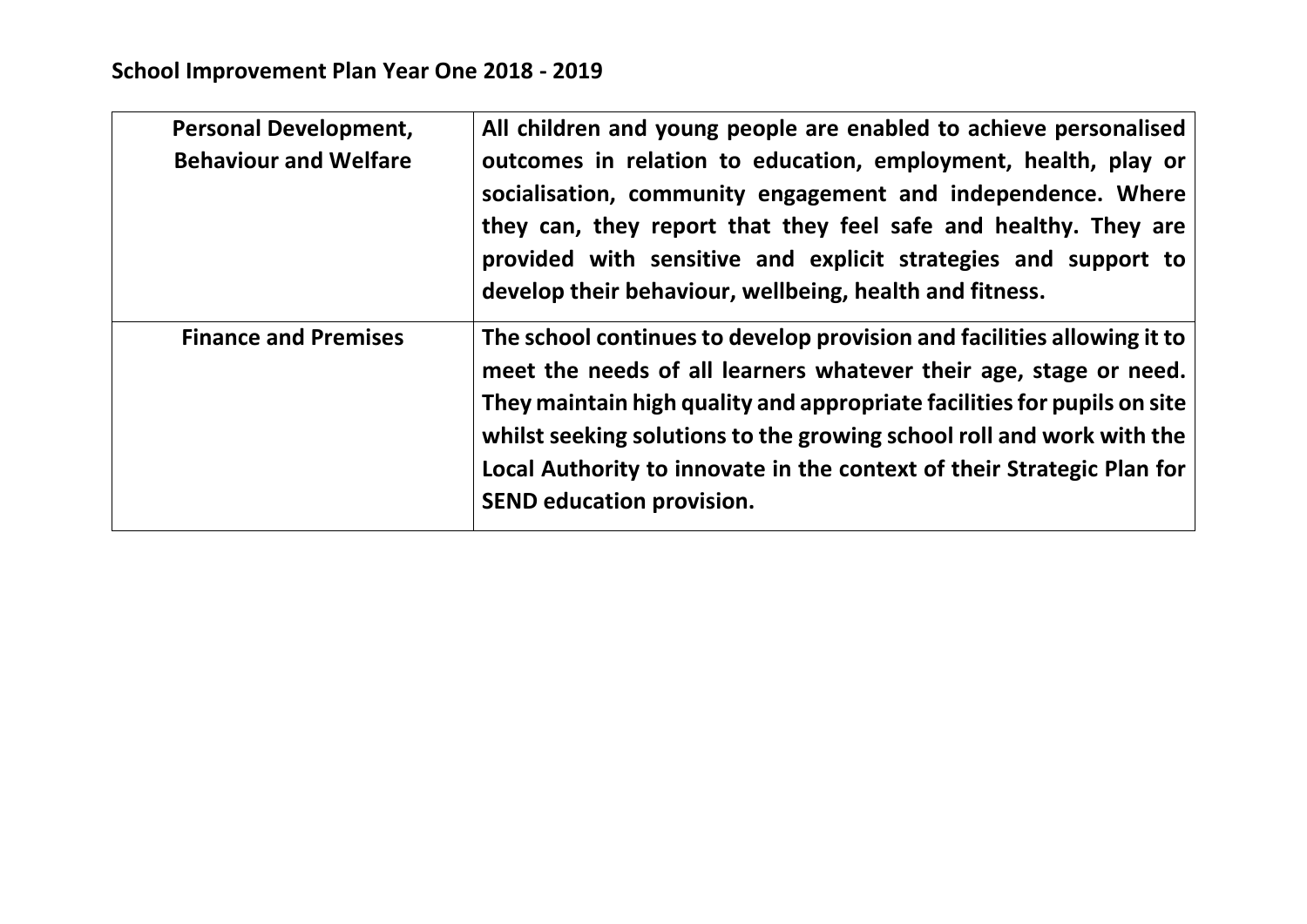**School Improvement Plan Year One 2018 - 2019**

| | |
|---|---|
| **Personal Development, Behaviour and Welfare** | **All children and young people are enabled to achieve personalised outcomes in relation to education, employment, health, play or socialisation, community engagement and independence. Where they can, they report that they feel safe and healthy. They are provided with sensitive and explicit strategies and support to develop their behaviour, wellbeing, health and fitness.** |
| **Finance and Premises** | **The school continues to develop provision and facilities allowing it to meet the needs of all learners whatever their age, stage or need. They maintain high quality and appropriate facilities for pupils on site whilst seeking solutions to the growing school roll and work with the Local Authority to innovate in the context of their Strategic Plan for SEND education provision.** |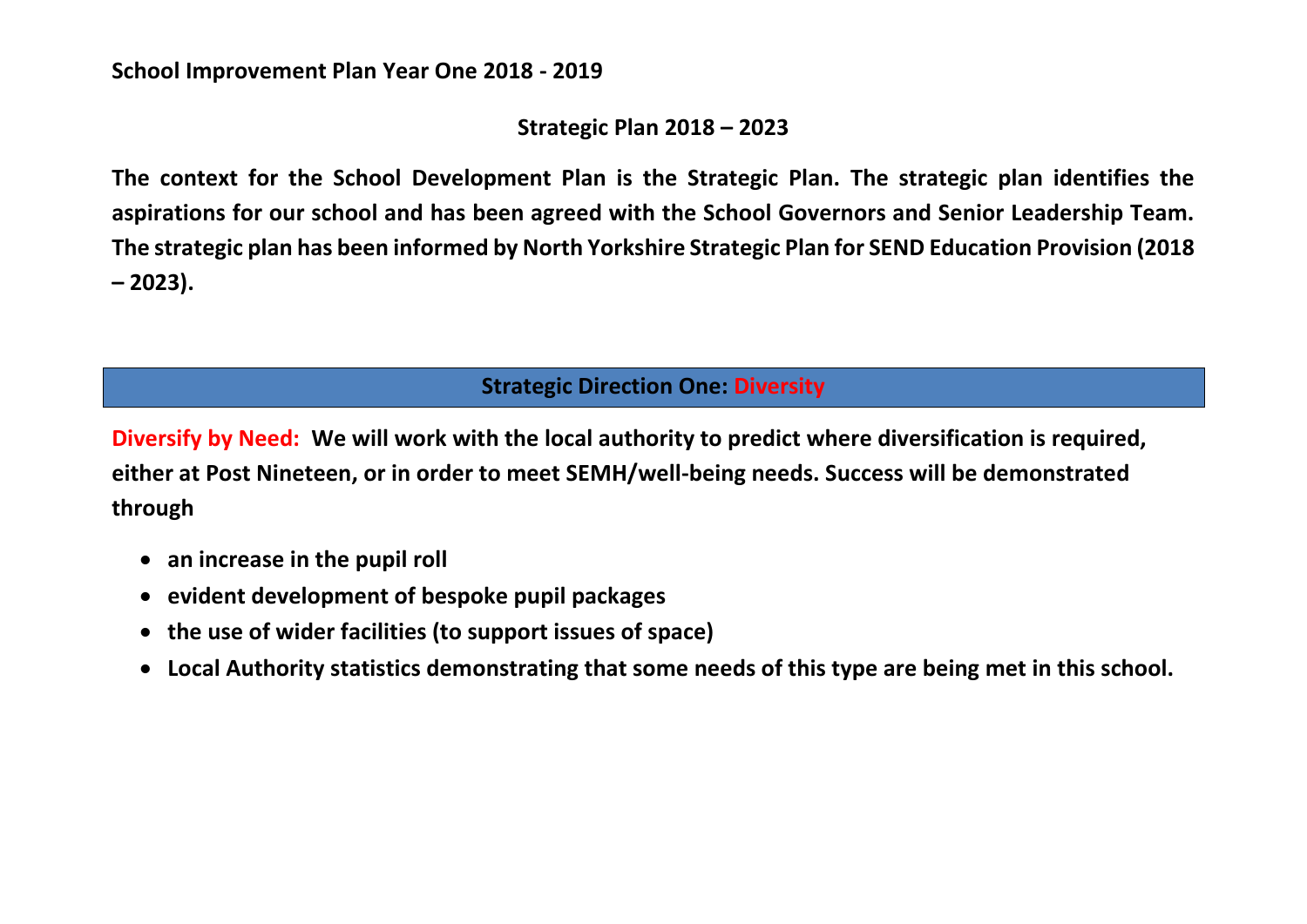**School Improvement Plan Year One 2018 - 2019**

## Strategic Plan 2018 – 2023

**The context for the School Development Plan is the Strategic Plan. The strategic plan identifies the aspirations for our school and has been agreed with the School Governors and Senior Leadership Team. The strategic plan has been informed by North Yorkshire Strategic Plan for SEND Education Provision (2018 – 2023).**

## Strategic Direction One: Diversity

**Diversify by Need:** **We will work with the local authority to predict where diversification is required, either at Post Nineteen, or in order to meet SEMH/well-being needs. Success will be demonstrated through**

- **an increase in the pupil roll**
- **evident development of bespoke pupil packages**
- **the use of wider facilities (to support issues of space)**
- **Local Authority statistics demonstrating that some needs of this type are being met in this school.**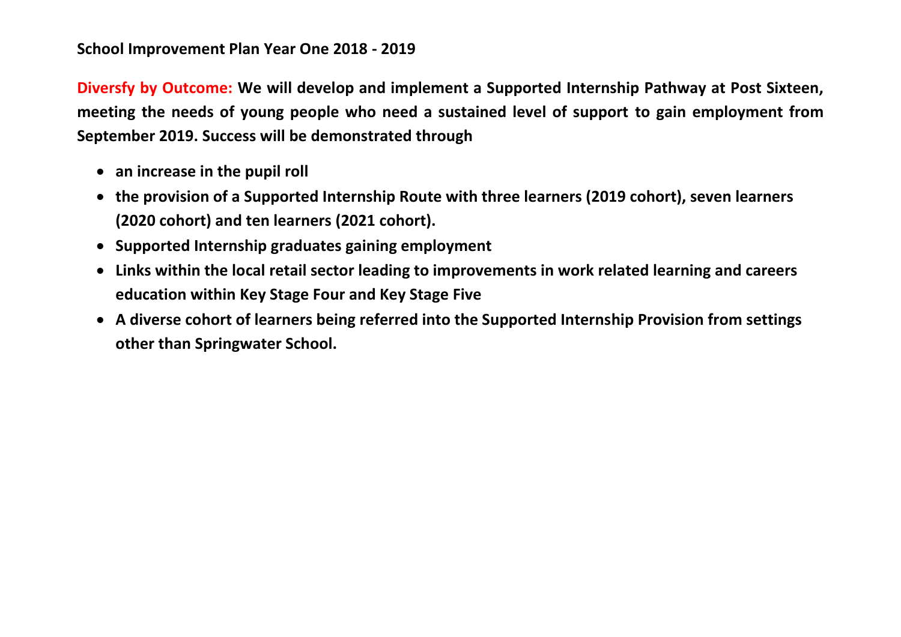**School Improvement Plan Year One 2018 - 2019**

**Diversfy by Outcome: We will develop and implement a Supported Internship Pathway at Post Sixteen, meeting the needs of young people who need a sustained level of support to gain employment from September 2019. Success will be demonstrated through**

- **an increase in the pupil roll**
- **the provision of a Supported Internship Route with three learners (2019 cohort), seven learners (2020 cohort) and ten learners (2021 cohort).**
- **Supported Internship graduates gaining employment**
- **Links within the local retail sector leading to improvements in work related learning and careers education within Key Stage Four and Key Stage Five**
- **A diverse cohort of learners being referred into the Supported Internship Provision from settings other than Springwater School.**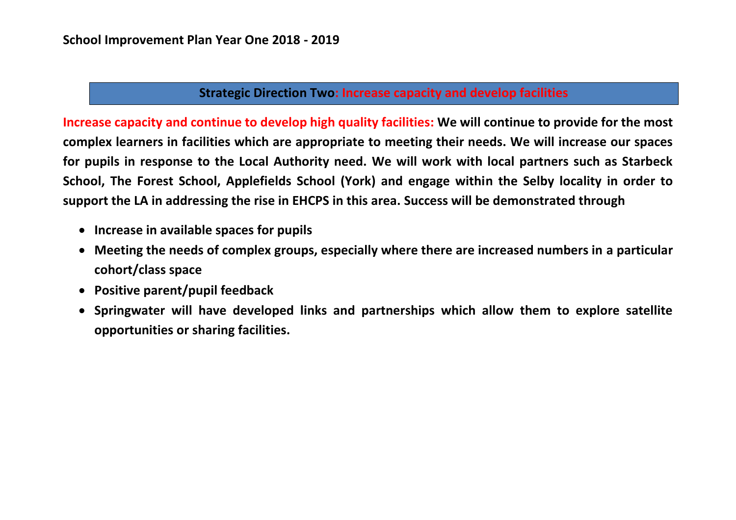## School Improvement Plan Year One 2018 - 2019

### Strategic Direction Two: Increase capacity and develop facilities

**Increase capacity and continue to develop high quality facilities: We will continue to provide for the most complex learners in facilities which are appropriate to meeting their needs. We will increase our spaces for pupils in response to the Local Authority need. We will work with local partners such as Starbeck School, The Forest School, Applefields School (York) and engage within the Selby locality in order to support the LA in addressing the rise in EHCPS in this area. Success will be demonstrated through**

- **Increase in available spaces for pupils**
- **Meeting the needs of complex groups, especially where there are increased numbers in a particular cohort/class space**
- **Positive parent/pupil feedback**
- **Springwater will have developed links and partnerships which allow them to explore satellite opportunities or sharing facilities.**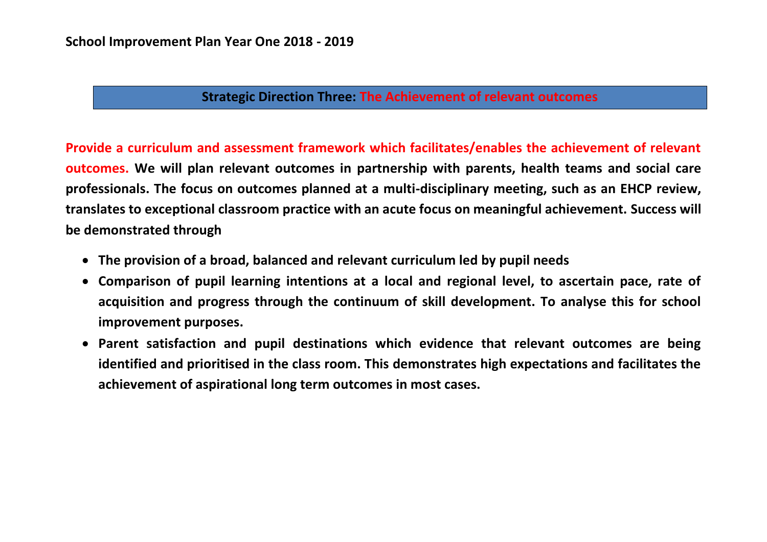**School Improvement Plan Year One 2018 - 2019**

## Strategic Direction Three: The Achievement of relevant outcomes

**Provide a curriculum and assessment framework which facilitates/enables the achievement of relevant outcomes. We will plan relevant outcomes in partnership with parents, health teams and social care professionals. The focus on outcomes planned at a multi-disciplinary meeting, such as an EHCP review, translates to exceptional classroom practice with an acute focus on meaningful achievement. Success will be demonstrated through**

- **The provision of a broad, balanced and relevant curriculum led by pupil needs**
- **Comparison of pupil learning intentions at a local and regional level, to ascertain pace, rate of acquisition and progress through the continuum of skill development. To analyse this for school improvement purposes.**
- **Parent satisfaction and pupil destinations which evidence that relevant outcomes are being identified and prioritised in the class room. This demonstrates high expectations and facilitates the achievement of aspirational long term outcomes in most cases.**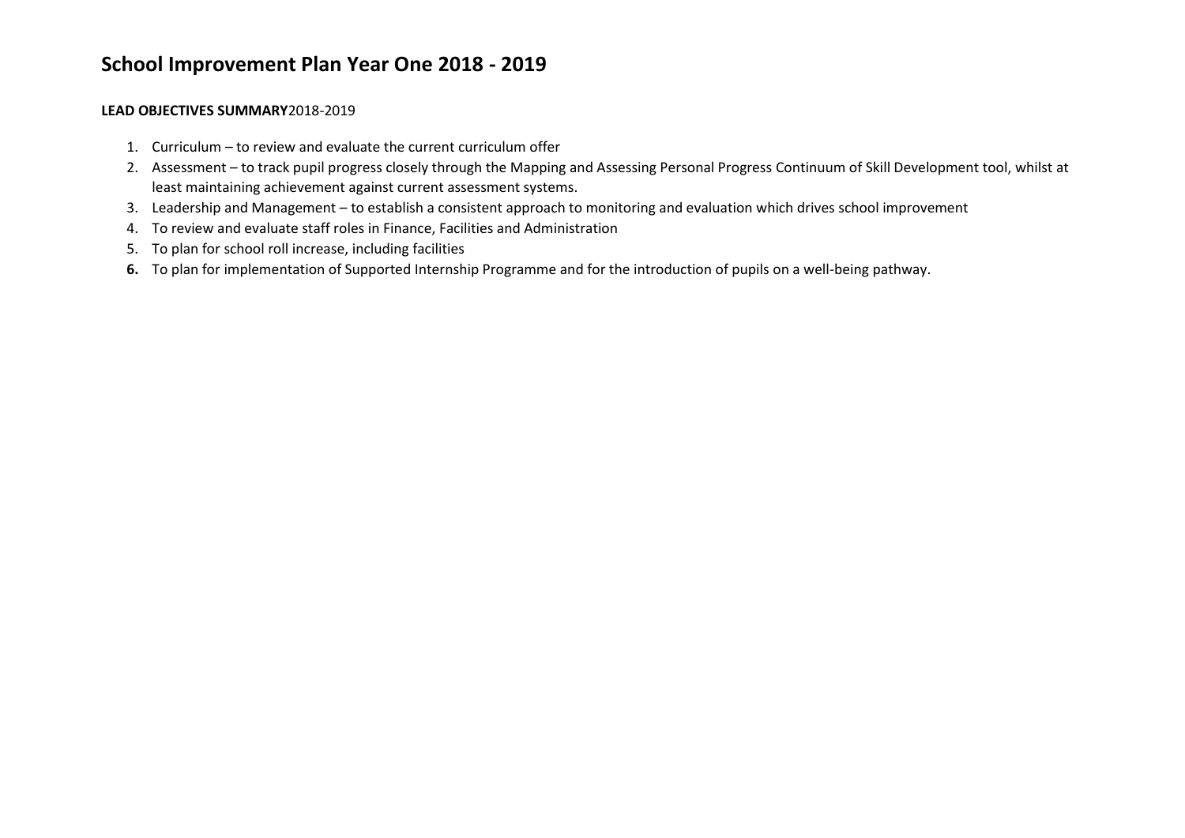# School Improvement Plan Year One 2018 - 2019

**LEAD OBJECTIVES SUMMARY**2018-2019

1. Curriculum – to review and evaluate the current curriculum offer
2. Assessment – to track pupil progress closely through the Mapping and Assessing Personal Progress Continuum of Skill Development tool, whilst at least maintaining achievement against current assessment systems.
3. Leadership and Management – to establish a consistent approach to monitoring and evaluation which drives school improvement
4. To review and evaluate staff roles in Finance, Facilities and Administration
5. To plan for school roll increase, including facilities
6. To plan for implementation of Supported Internship Programme and for the introduction of pupils on a well-being pathway.